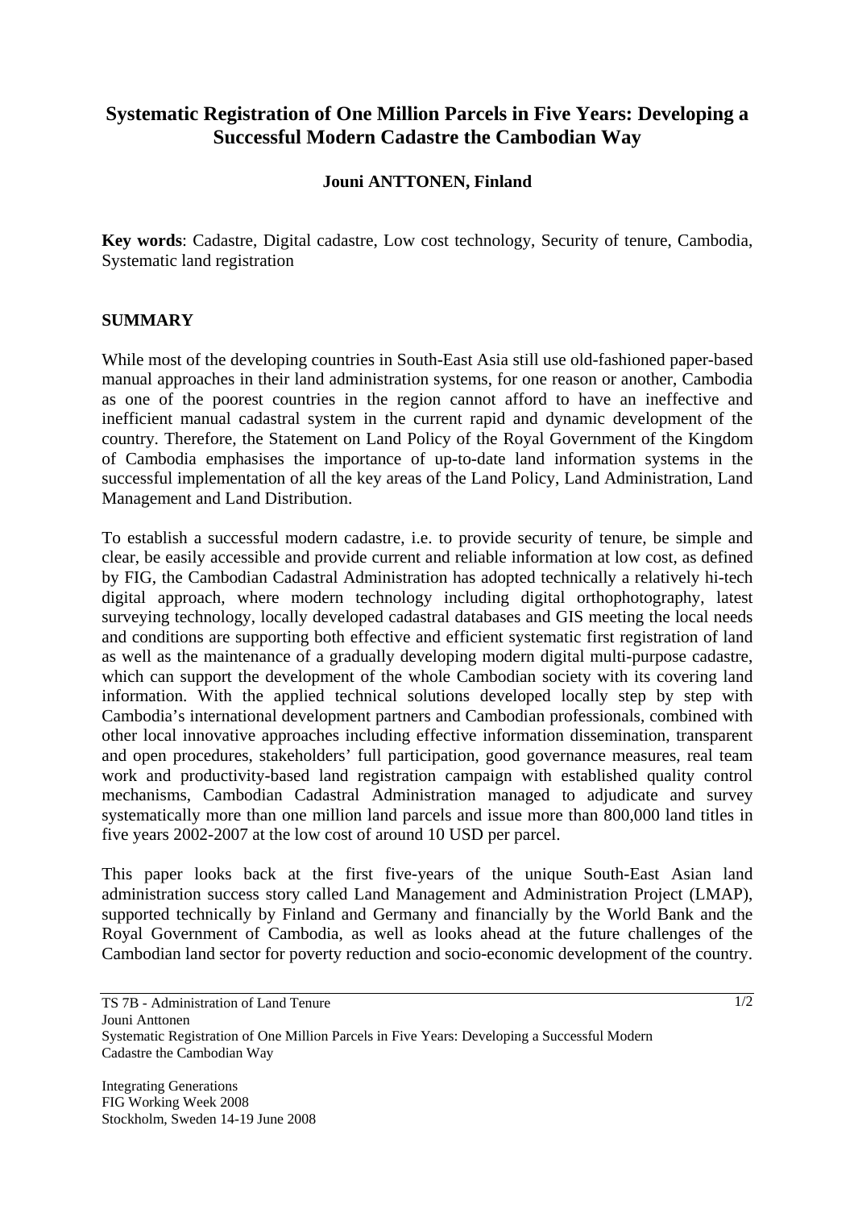# Systematic Registration of One Million Parcels in Five Years: Developing a Successful Modern Cadastre the Cambodian Way

**Jouni ANTTONEN, Finland**

**Key words**: Cadastre, Digital cadastre, Low cost technology, Security of tenure, Cambodia, Systematic land registration

## SUMMARY

While most of the developing countries in South-East Asia still use old-fashioned paper-based manual approaches in their land administration systems, for one reason or another, Cambodia as one of the poorest countries in the region cannot afford to have an ineffective and inefficient manual cadastral system in the current rapid and dynamic development of the country. Therefore, the Statement on Land Policy of the Royal Government of the Kingdom of Cambodia emphasises the importance of up-to-date land information systems in the successful implementation of all the key areas of the Land Policy, Land Administration, Land Management and Land Distribution.

To establish a successful modern cadastre, i.e. to provide security of tenure, be simple and clear, be easily accessible and provide current and reliable information at low cost, as defined by FIG, the Cambodian Cadastral Administration has adopted technically a relatively hi-tech digital approach, where modern technology including digital orthophotography, latest surveying technology, locally developed cadastral databases and GIS meeting the local needs and conditions are supporting both effective and efficient systematic first registration of land as well as the maintenance of a gradually developing modern digital multi-purpose cadastre, which can support the development of the whole Cambodian society with its covering land information. With the applied technical solutions developed locally step by step with Cambodia's international development partners and Cambodian professionals, combined with other local innovative approaches including effective information dissemination, transparent and open procedures, stakeholders' full participation, good governance measures, real team work and productivity-based land registration campaign with established quality control mechanisms, Cambodian Cadastral Administration managed to adjudicate and survey systematically more than one million land parcels and issue more than 800,000 land titles in five years 2002-2007 at the low cost of around 10 USD per parcel.

This paper looks back at the first five-years of the unique South-East Asian land administration success story called Land Management and Administration Project (LMAP), supported technically by Finland and Germany and financially by the World Bank and the Royal Government of Cambodia, as well as looks ahead at the future challenges of the Cambodian land sector for poverty reduction and socio-economic development of the country.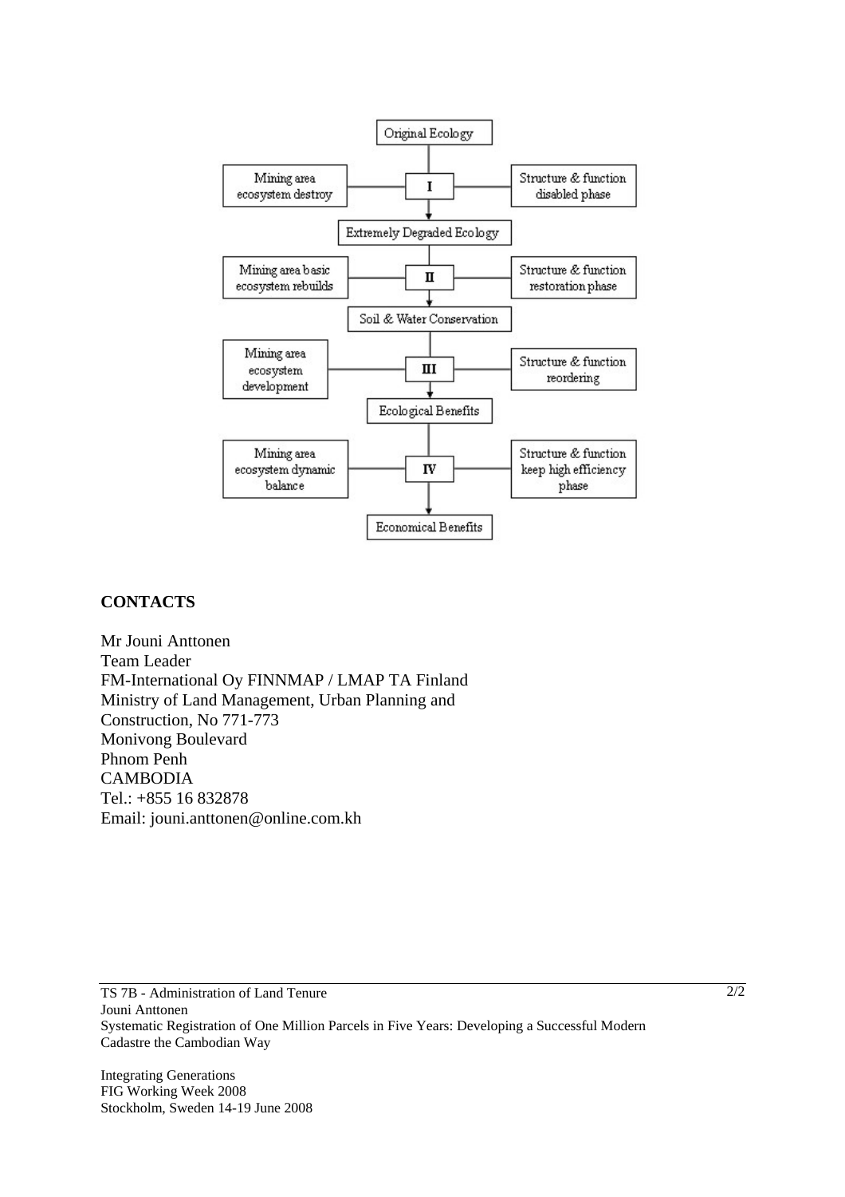Original Ecology

Mining area ecosystem destroy

I

Structure & function disabled phase

Extremely Degraded Ecology

Mining area basic ecosystem rebuilds

II

Structure & function restoration phase

Soil & Water Conservation

Mining area ecosystem development

III

Structure & function reordering

Ecological Benefits

Mining area ecosystem dynamic balance

IV

Structure & function keep high efficiency phase

Economical Benefits

## CONTACTS

Mr Jouni Anttonen
Team Leader
FM-International Oy FINNMAP / LMAP TA Finland
Ministry of Land Management, Urban Planning and
Construction, No 771-773
Monivong Boulevard
Phnom Penh
CAMBODIA
Tel.: +855 16 832878
Email: jouni.anttonen@online.com.kh